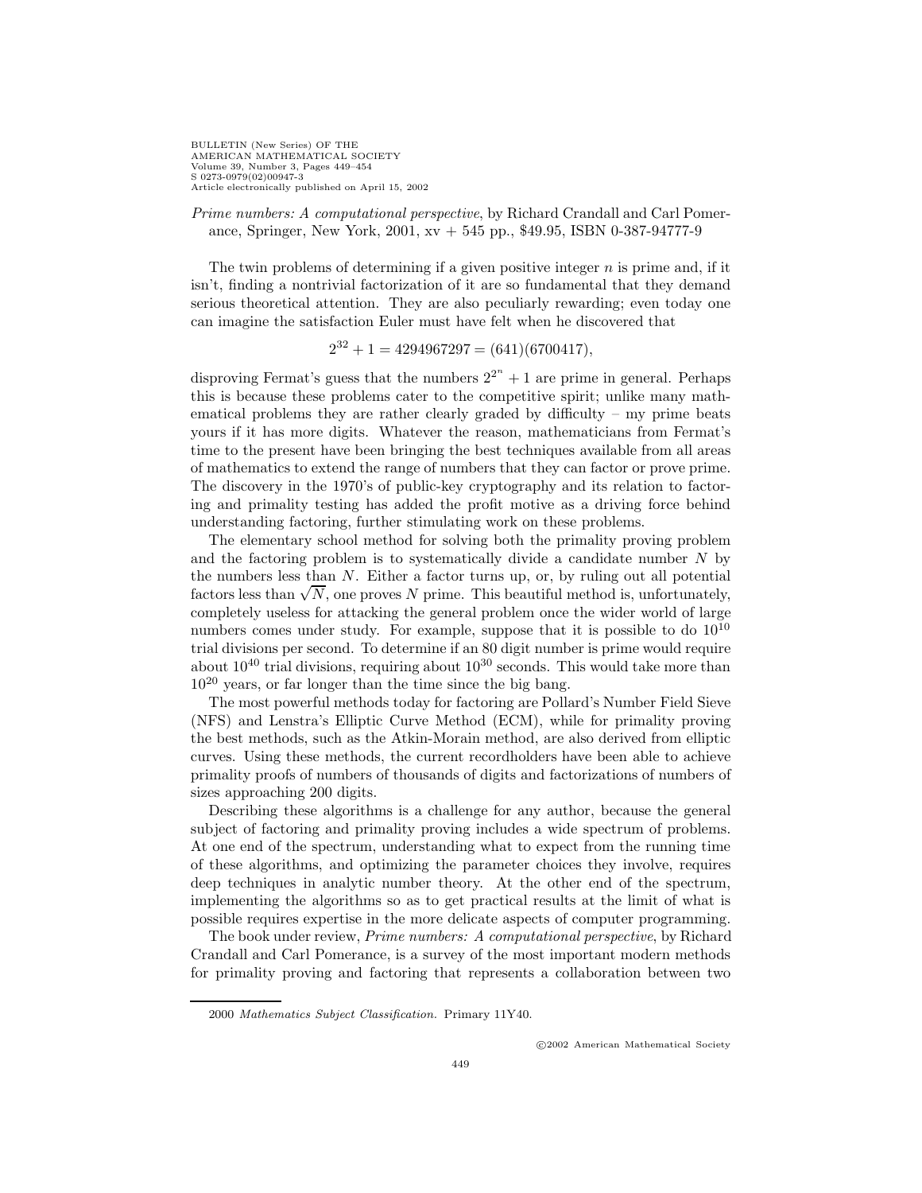*Prime numbers: A computational perspective*, by Richard Crandall and Carl Pomerance, Springer, New York, 2001, xv + 545 pp., \$49.95, ISBN 0-387-94777-9

The twin problems of determining if a given positive integer $n$ is prime and, if it isn't, finding a nontrivial factorization of it are so fundamental that they demand serious theoretical attention. They are also peculiarly rewarding; even today one can imagine the satisfaction Euler must have felt when he discovered that

$$2^{32} + 1 = 4294967297 = (641)(6700417),$$

disproving Fermat's guess that the numbers $2^{2^n} + 1$ are prime in general. Perhaps this is because these problems cater to the competitive spirit; unlike many mathematical problems they are rather clearly graded by difficulty – my prime beats yours if it has more digits. Whatever the reason, mathematicians from Fermat's time to the present have been bringing the best techniques available from all areas of mathematics to extend the range of numbers that they can factor or prove prime. The discovery in the 1970's of public-key cryptography and its relation to factoring and primality testing has added the profit motive as a driving force behind understanding factoring, further stimulating work on these problems.

The elementary school method for solving both the primality proving problem and the factoring problem is to systematically divide a candidate number $N$ by the numbers less than $N$. Either a factor turns up, or, by ruling out all potential factors less than $\sqrt{N}$, one proves $N$ prime. This beautiful method is, unfortunately, completely useless for attacking the general problem once the wider world of large numbers comes under study. For example, suppose that it is possible to do $10^{10}$ trial divisions per second. To determine if an 80 digit number is prime would require about $10^{40}$ trial divisions, requiring about $10^{30}$ seconds. This would take more than $10^{20}$ years, or far longer than the time since the big bang.

The most powerful methods today for factoring are Pollard's Number Field Sieve (NFS) and Lenstra's Elliptic Curve Method (ECM), while for primality proving the best methods, such as the Atkin-Morain method, are also derived from elliptic curves. Using these methods, the current recordholders have been able to achieve primality proofs of numbers of thousands of digits and factorizations of numbers of sizes approaching 200 digits.

Describing these algorithms is a challenge for any author, because the general subject of factoring and primality proving includes a wide spectrum of problems. At one end of the spectrum, understanding what to expect from the running time of these algorithms, and optimizing the parameter choices they involve, requires deep techniques in analytic number theory. At the other end of the spectrum, implementing the algorithms so as to get practical results at the limit of what is possible requires expertise in the more delicate aspects of computer programming.

The book under review, *Prime numbers: A computational perspective*, by Richard Crandall and Carl Pomerance, is a survey of the most important modern methods for primality proving and factoring that represents a collaboration between two

2000 *Mathematics Subject Classification.* Primary 11Y40.

©2002 American Mathematical Society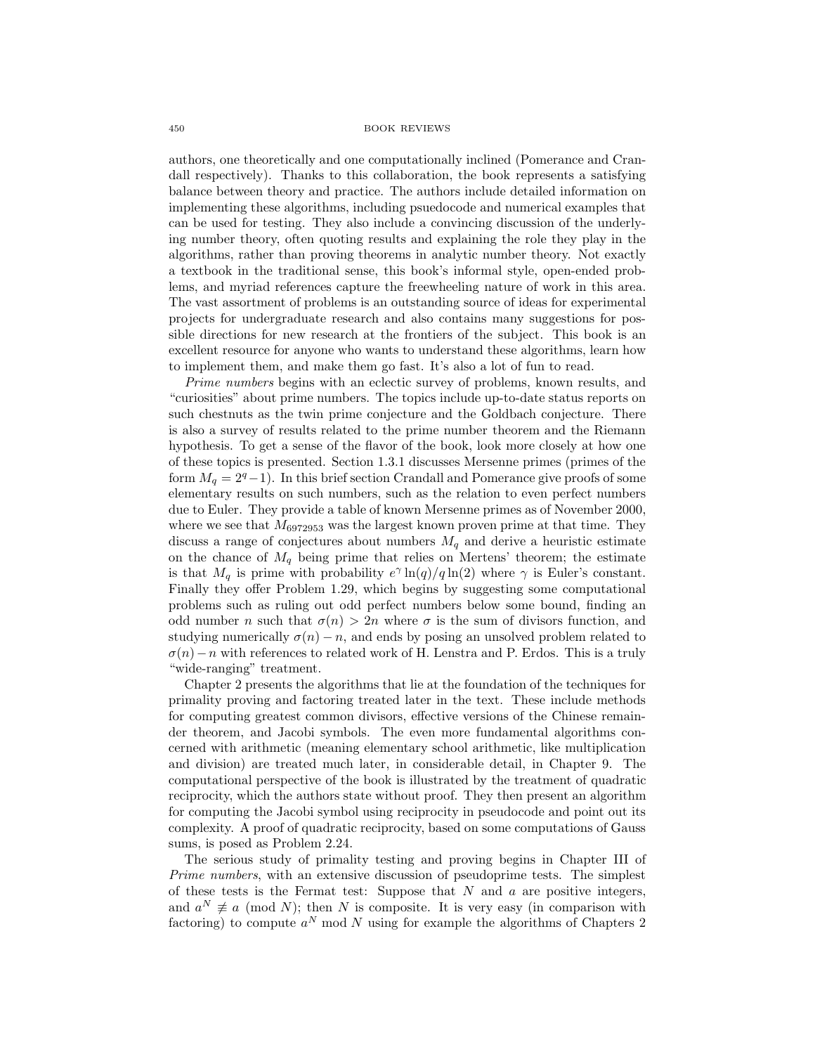authors, one theoretically and one computationally inclined (Pomerance and Crandall respectively). Thanks to this collaboration, the book represents a satisfying balance between theory and practice. The authors include detailed information on implementing these algorithms, including psuedocode and numerical examples that can be used for testing. They also include a convincing discussion of the underlying number theory, often quoting results and explaining the role they play in the algorithms, rather than proving theorems in analytic number theory. Not exactly a textbook in the traditional sense, this book's informal style, open-ended problems, and myriad references capture the freewheeling nature of work in this area. The vast assortment of problems is an outstanding source of ideas for experimental projects for undergraduate research and also contains many suggestions for possible directions for new research at the frontiers of the subject. This book is an excellent resource for anyone who wants to understand these algorithms, learn how to implement them, and make them go fast. It's also a lot of fun to read.

*Prime numbers* begins with an eclectic survey of problems, known results, and "curiosities" about prime numbers. The topics include up-to-date status reports on such chestnuts as the twin prime conjecture and the Goldbach conjecture. There is also a survey of results related to the prime number theorem and the Riemann hypothesis. To get a sense of the flavor of the book, look more closely at how one of these topics is presented. Section 1.3.1 discusses Mersenne primes (primes of the form $M_q = 2^q - 1$). In this brief section Crandall and Pomerance give proofs of some elementary results on such numbers, such as the relation to even perfect numbers due to Euler. They provide a table of known Mersenne primes as of November 2000, where we see that $M_{6972953}$ was the largest known proven prime at that time. They discuss a range of conjectures about numbers $M_q$ and derive a heuristic estimate on the chance of $M_q$ being prime that relies on Mertens' theorem; the estimate is that $M_q$ is prime with probability $e^{\gamma} \ln(q)/q \ln(2)$ where $\gamma$ is Euler's constant. Finally they offer Problem 1.29, which begins by suggesting some computational problems such as ruling out odd perfect numbers below some bound, finding an odd number $n$ such that $\sigma(n) > 2n$ where $\sigma$ is the sum of divisors function, and studying numerically $\sigma(n) - n$, and ends by posing an unsolved problem related to $\sigma(n) - n$ with references to related work of H. Lenstra and P. Erdos. This is a truly "wide-ranging" treatment.

Chapter 2 presents the algorithms that lie at the foundation of the techniques for primality proving and factoring treated later in the text. These include methods for computing greatest common divisors, effective versions of the Chinese remainder theorem, and Jacobi symbols. The even more fundamental algorithms concerned with arithmetic (meaning elementary school arithmetic, like multiplication and division) are treated much later, in considerable detail, in Chapter 9. The computational perspective of the book is illustrated by the treatment of quadratic reciprocity, which the authors state without proof. They then present an algorithm for computing the Jacobi symbol using reciprocity in pseudocode and point out its complexity. A proof of quadratic reciprocity, based on some computations of Gauss sums, is posed as Problem 2.24.

The serious study of primality testing and proving begins in Chapter III of *Prime numbers*, with an extensive discussion of pseudoprime tests. The simplest of these tests is the Fermat test: Suppose that $N$ and $a$ are positive integers, and $a^N \not\equiv a \pmod{N}$; then $N$ is composite. It is very easy (in comparison with factoring) to compute $a^N \bmod N$ using for example the algorithms of Chapters 2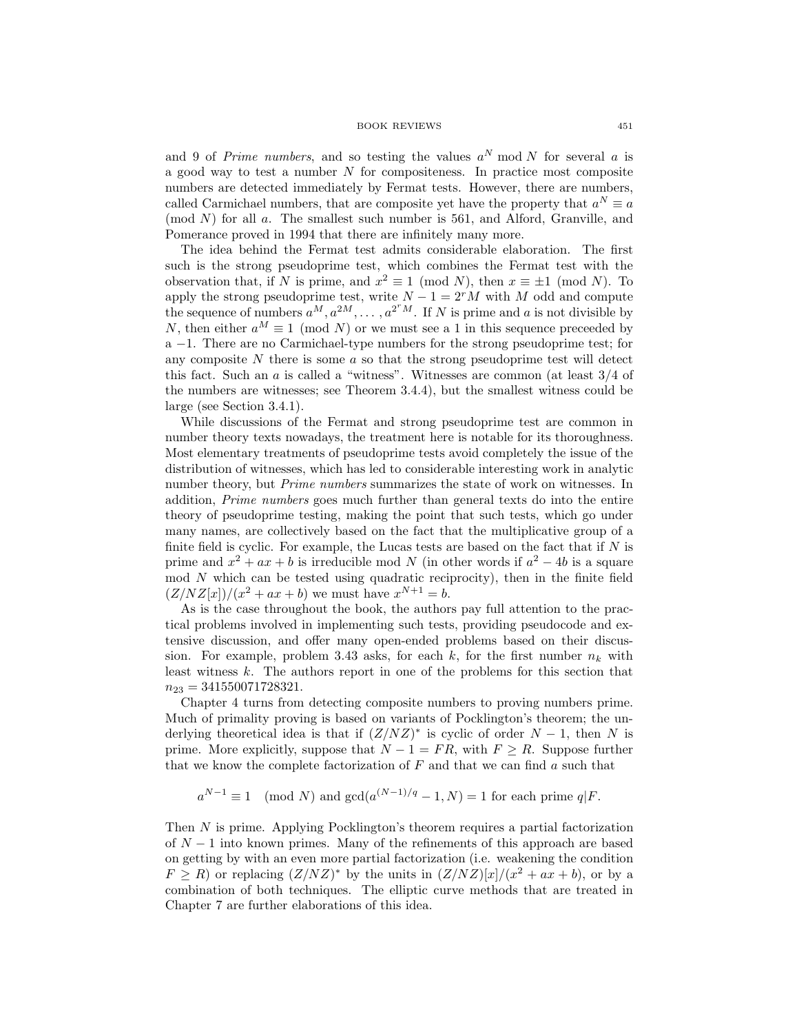and 9 of *Prime numbers*, and so testing the values $a^N \bmod N$ for several $a$ is a good way to test a number $N$ for compositeness. In practice most composite numbers are detected immediately by Fermat tests. However, there are numbers, called Carmichael numbers, that are composite yet have the property that $a^N \equiv a \pmod{N}$ for all $a$. The smallest such number is 561, and Alford, Granville, and Pomerance proved in 1994 that there are infinitely many more.

The idea behind the Fermat test admits considerable elaboration. The first such is the strong pseudoprime test, which combines the Fermat test with the observation that, if $N$ is prime, and $x^2 \equiv 1 \pmod{N}$, then $x \equiv \pm 1 \pmod{N}$. To apply the strong pseudoprime test, write $N - 1 = 2^r M$ with $M$ odd and compute the sequence of numbers $a^M, a^{2M}, \ldots, a^{2^r M}$. If $N$ is prime and $a$ is not divisible by $N$, then either $a^M \equiv 1 \pmod{N}$ or we must see a 1 in this sequence preceeded by a $-1$. There are no Carmichael-type numbers for the strong pseudoprime test; for any composite $N$ there is some $a$ so that the strong pseudoprime test will detect this fact. Such an $a$ is called a "witness". Witnesses are common (at least 3/4 of the numbers are witnesses; see Theorem 3.4.4), but the smallest witness could be large (see Section 3.4.1).

While discussions of the Fermat and strong pseudoprime test are common in number theory texts nowadays, the treatment here is notable for its thoroughness. Most elementary treatments of pseudoprime tests avoid completely the issue of the distribution of witnesses, which has led to considerable interesting work in analytic number theory, but *Prime numbers* summarizes the state of work on witnesses. In addition, *Prime numbers* goes much further than general texts do into the entire theory of pseudoprime testing, making the point that such tests, which go under many names, are collectively based on the fact that the multiplicative group of a finite field is cyclic. For example, the Lucas tests are based on the fact that if $N$ is prime and $x^2 + ax + b$ is irreducible mod $N$ (in other words if $a^2 - 4b$ is a square mod $N$ which can be tested using quadratic reciprocity), then in the finite field $(Z/NZ[x])/(x^2 + ax + b)$ we must have $x^{N+1} = b$.

As is the case throughout the book, the authors pay full attention to the practical problems involved in implementing such tests, providing pseudocode and extensive discussion, and offer many open-ended problems based on their discussion. For example, problem 3.43 asks, for each $k$, for the first number $n_k$ with least witness $k$. The authors report in one of the problems for this section that $n_{23} = 341550071728321$.

Chapter 4 turns from detecting composite numbers to proving numbers prime. Much of primality proving is based on variants of Pocklington's theorem; the underlying theoretical idea is that if $(Z/NZ)^*$ is cyclic of order $N - 1$, then $N$ is prime. More explicitly, suppose that $N - 1 = FR$, with $F \geq R$. Suppose further that we know the complete factorization of $F$ and that we can find $a$ such that

$$a^{N-1} \equiv 1 \pmod{N} \text{ and } \gcd(a^{(N-1)/q} - 1, N) = 1 \text{ for each prime } q|F.$$

Then $N$ is prime. Applying Pocklington's theorem requires a partial factorization of $N - 1$ into known primes. Many of the refinements of this approach are based on getting by with an even more partial factorization (i.e. weakening the condition $F \geq R$) or replacing $(Z/NZ)^*$ by the units in $(Z/NZ)[x]/(x^2 + ax + b)$, or by a combination of both techniques. The elliptic curve methods that are treated in Chapter 7 are further elaborations of this idea.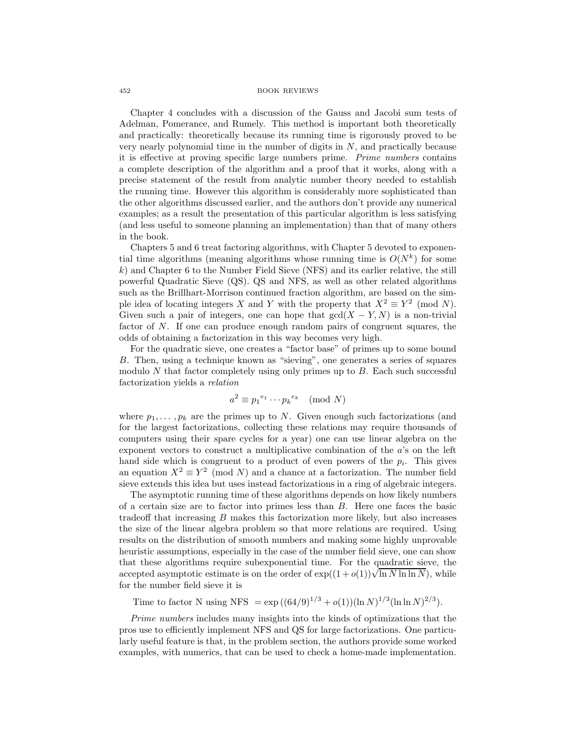Chapter 4 concludes with a discussion of the Gauss and Jacobi sum tests of Adelman, Pomerance, and Rumely. This method is important both theoretically and practically: theoretically because its running time is rigorously proved to be very nearly polynomial time in the number of digits in $N$, and practically because it is effective at proving specific large numbers prime. *Prime numbers* contains a complete description of the algorithm and a proof that it works, along with a precise statement of the result from analytic number theory needed to establish the running time. However this algorithm is considerably more sophisticated than the other algorithms discussed earlier, and the authors don't provide any numerical examples; as a result the presentation of this particular algorithm is less satisfying (and less useful to someone planning an implementation) than that of many others in the book.

Chapters 5 and 6 treat factoring algorithms, with Chapter 5 devoted to exponential time algorithms (meaning algorithms whose running time is $O(N^k)$ for some $k$) and Chapter 6 to the Number Field Sieve (NFS) and its earlier relative, the still powerful Quadratic Sieve (QS). QS and NFS, as well as other related algorithms such as the Brillhart-Morrison continued fraction algorithm, are based on the simple idea of locating integers $X$ and $Y$ with the property that $X^2 \equiv Y^2 \pmod{N}$. Given such a pair of integers, one can hope that $\gcd(X - Y, N)$ is a non-trivial factor of $N$. If one can produce enough random pairs of congruent squares, the odds of obtaining a factorization in this way becomes very high.

For the quadratic sieve, one creates a "factor base" of primes up to some bound $B$. Then, using a technique known as "sieving", one generates a series of squares modulo $N$ that factor completely using only primes up to $B$. Each such successful factorization yields a *relation*

$$a^2 \equiv {p_1}^{e_1} \cdots {p_k}^{e_k} \pmod{N}$$

where $p_1, \ldots, p_k$ are the primes up to $N$. Given enough such factorizations (and for the largest factorizations, collecting these relations may require thousands of computers using their spare cycles for a year) one can use linear algebra on the exponent vectors to construct a multiplicative combination of the $a$'s on the left hand side which is congruent to a product of even powers of the $p_i$. This gives an equation $X^2 \equiv Y^2 \pmod{N}$ and a chance at a factorization. The number field sieve extends this idea but uses instead factorizations in a ring of algebraic integers.

The asymptotic running time of these algorithms depends on how likely numbers of a certain size are to factor into primes less than $B$. Here one faces the basic tradeoff that increasing $B$ makes this factorization more likely, but also increases the size of the linear algebra problem so that more relations are required. Using results on the distribution of smooth numbers and making some highly unprovable heuristic assumptions, especially in the case of the number field sieve, one can show that these algorithms require subexponential time. For the quadratic sieve, the accepted asymptotic estimate is on the order of $\exp((1 + o(1))\sqrt{\ln N \ln \ln N})$, while for the number field sieve it is

$$\text{Time to factor N using NFS } = \exp\left((64/9)^{1/3} + o(1))(\ln N)^{1/3}(\ln \ln N)^{2/3}\right).$$

*Prime numbers* includes many insights into the kinds of optimizations that the pros use to efficiently implement NFS and QS for large factorizations. One particularly useful feature is that, in the problem section, the authors provide some worked examples, with numerics, that can be used to check a home-made implementation.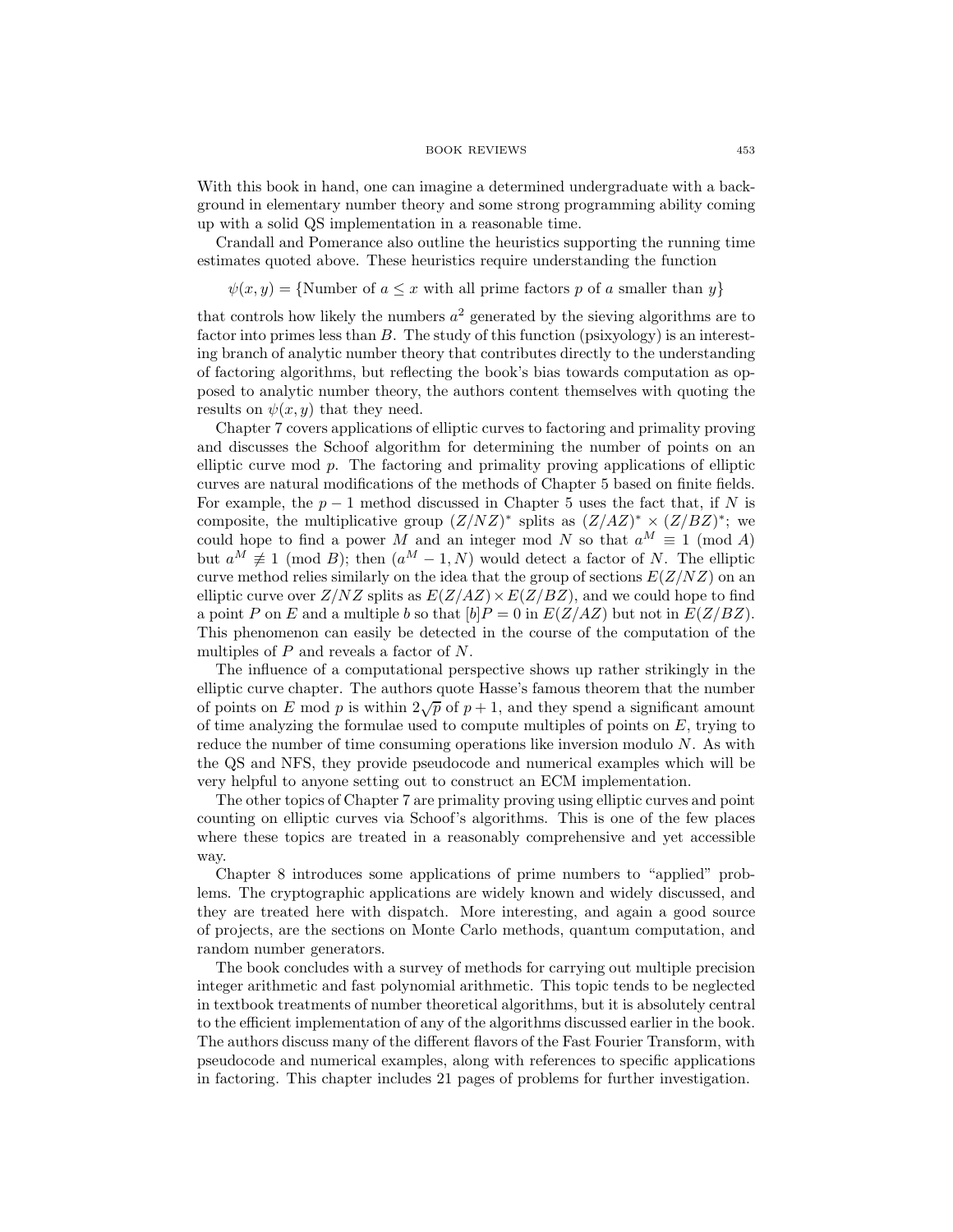With this book in hand, one can imagine a determined undergraduate with a background in elementary number theory and some strong programming ability coming up with a solid QS implementation in a reasonable time.

Crandall and Pomerance also outline the heuristics supporting the running time estimates quoted above. These heuristics require understanding the function

$$\psi(x,y) = \{\text{Number of } a \leq x \text{ with all prime factors } p \text{ of } a \text{ smaller than } y\}$$

that controls how likely the numbers $a^2$ generated by the sieving algorithms are to factor into primes less than $B$. The study of this function (psixyology) is an interesting branch of analytic number theory that contributes directly to the understanding of factoring algorithms, but reflecting the book's bias towards computation as opposed to analytic number theory, the authors content themselves with quoting the results on $\psi(x, y)$ that they need.

Chapter 7 covers applications of elliptic curves to factoring and primality proving and discusses the Schoof algorithm for determining the number of points on an elliptic curve mod $p$. The factoring and primality proving applications of elliptic curves are natural modifications of the methods of Chapter 5 based on finite fields. For example, the $p-1$ method discussed in Chapter 5 uses the fact that, if $N$ is composite, the multiplicative group $(Z/NZ)^*$ splits as $(Z/AZ)^* \times (Z/BZ)^*$; we could hope to find a power $M$ and an integer mod $N$ so that $a^M \equiv 1 \pmod{A}$ but $a^M \not\equiv 1 \pmod{B}$; then $(a^M - 1, N)$ would detect a factor of $N$. The elliptic curve method relies similarly on the idea that the group of sections $E(Z/NZ)$ on an elliptic curve over $Z/NZ$ splits as $E(Z/AZ) \times E(Z/BZ)$, and we could hope to find a point $P$ on $E$ and a multiple $b$ so that $[b]P = 0$ in $E(Z/AZ)$ but not in $E(Z/BZ)$. This phenomenon can easily be detected in the course of the computation of the multiples of $P$ and reveals a factor of $N$.

The influence of a computational perspective shows up rather strikingly in the elliptic curve chapter. The authors quote Hasse's famous theorem that the number of points on $E$ mod $p$ is within $2\sqrt{p}$ of $p+1$, and they spend a significant amount of time analyzing the formulae used to compute multiples of points on $E$, trying to reduce the number of time consuming operations like inversion modulo $N$. As with the QS and NFS, they provide pseudocode and numerical examples which will be very helpful to anyone setting out to construct an ECM implementation.

The other topics of Chapter 7 are primality proving using elliptic curves and point counting on elliptic curves via Schoof's algorithms. This is one of the few places where these topics are treated in a reasonably comprehensive and yet accessible way.

Chapter 8 introduces some applications of prime numbers to "applied" problems. The cryptographic applications are widely known and widely discussed, and they are treated here with dispatch. More interesting, and again a good source of projects, are the sections on Monte Carlo methods, quantum computation, and random number generators.

The book concludes with a survey of methods for carrying out multiple precision integer arithmetic and fast polynomial arithmetic. This topic tends to be neglected in textbook treatments of number theoretical algorithms, but it is absolutely central to the efficient implementation of any of the algorithms discussed earlier in the book. The authors discuss many of the different flavors of the Fast Fourier Transform, with pseudocode and numerical examples, along with references to specific applications in factoring. This chapter includes 21 pages of problems for further investigation.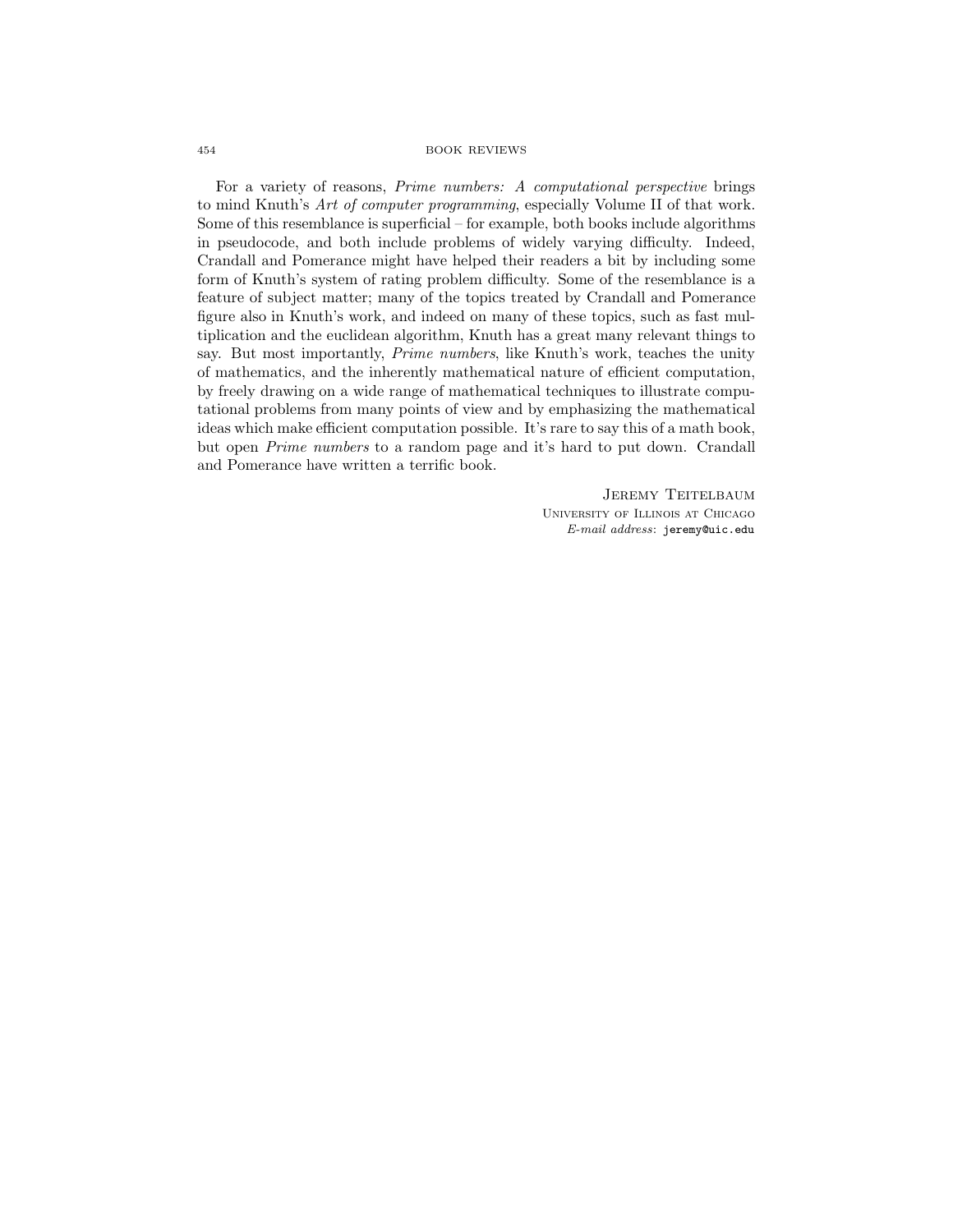For a variety of reasons, *Prime numbers: A computational perspective* brings to mind Knuth's *Art of computer programming*, especially Volume II of that work. Some of this resemblance is superficial – for example, both books include algorithms in pseudocode, and both include problems of widely varying difficulty. Indeed, Crandall and Pomerance might have helped their readers a bit by including some form of Knuth's system of rating problem difficulty. Some of the resemblance is a feature of subject matter; many of the topics treated by Crandall and Pomerance figure also in Knuth's work, and indeed on many of these topics, such as fast multiplication and the euclidean algorithm, Knuth has a great many relevant things to say. But most importantly, *Prime numbers*, like Knuth's work, teaches the unity of mathematics, and the inherently mathematical nature of efficient computation, by freely drawing on a wide range of mathematical techniques to illustrate computational problems from many points of view and by emphasizing the mathematical ideas which make efficient computation possible. It's rare to say this of a math book, but open *Prime numbers* to a random page and it's hard to put down. Crandall and Pomerance have written a terrific book.

Jeremy Teitelbaum
University of Illinois at Chicago
*E-mail address*: jeremy@uic.edu